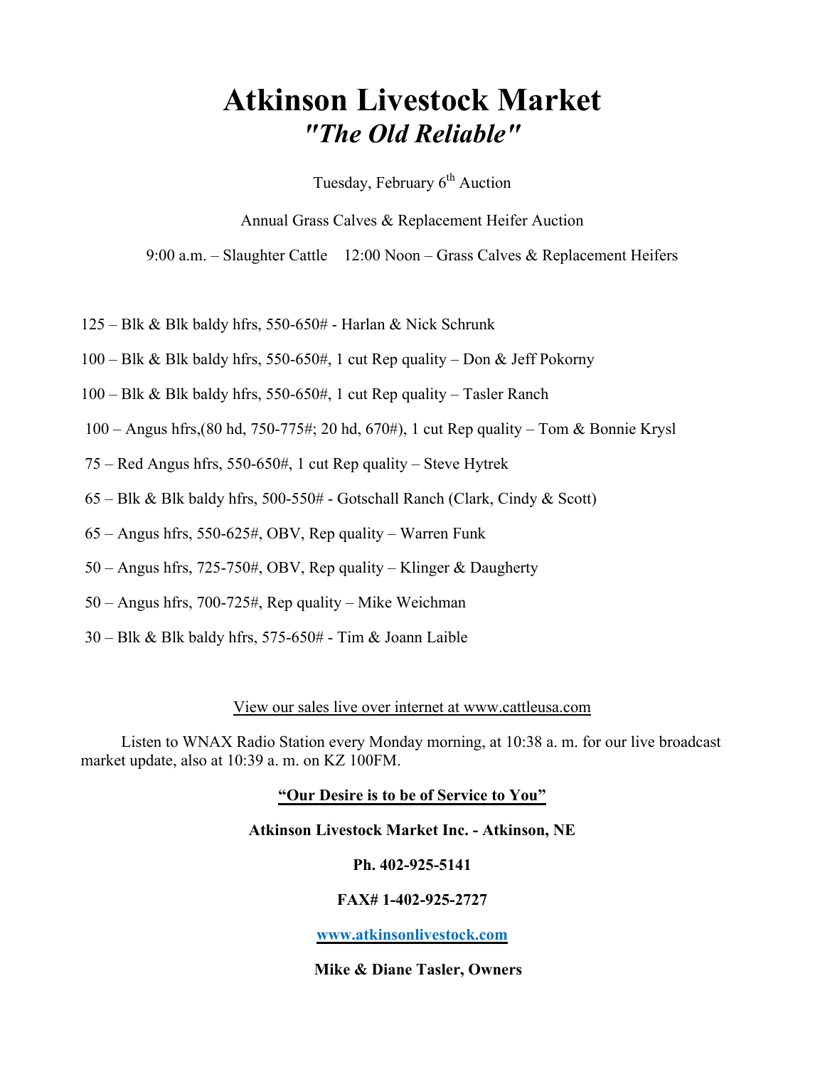# Atkinson Livestock Market

## *"The Old Reliable"*

Tuesday, February 6th Auction

Annual Grass Calves & Replacement Heifer Auction

9:00 a.m. – Slaughter Cattle    12:00 Noon – Grass Calves & Replacement Heifers

125 – Blk & Blk baldy hfrs, 550-650# - Harlan & Nick Schrunk

100 – Blk & Blk baldy hfrs, 550-650#, 1 cut Rep quality – Don & Jeff Pokorny

100 – Blk & Blk baldy hfrs, 550-650#, 1 cut Rep quality – Tasler Ranch

100 – Angus hfrs,(80 hd, 750-775#; 20 hd, 670#), 1 cut Rep quality – Tom & Bonnie Krysl

75 – Red Angus hfrs, 550-650#, 1 cut Rep quality – Steve Hytrek

65 – Blk & Blk baldy hfrs, 500-550# - Gotschall Ranch (Clark, Cindy & Scott)

65 – Angus hfrs, 550-625#, OBV, Rep quality – Warren Funk

50 – Angus hfrs, 725-750#, OBV, Rep quality – Klinger & Daugherty

50 – Angus hfrs, 700-725#, Rep quality – Mike Weichman

30 – Blk & Blk baldy hfrs, 575-650# - Tim & Joann Laible

View our sales live over internet at www.cattleusa.com

Listen to WNAX Radio Station every Monday morning, at 10:38 a. m. for our live broadcast market update, also at 10:39 a. m. on KZ 100FM.

**"Our Desire is to be of Service to You"**

**Atkinson Livestock Market Inc. - Atkinson, NE**

**Ph. 402-925-5141**

**FAX# 1-402-925-2727**

**www.atkinsonlivestock.com**

**Mike & Diane Tasler, Owners**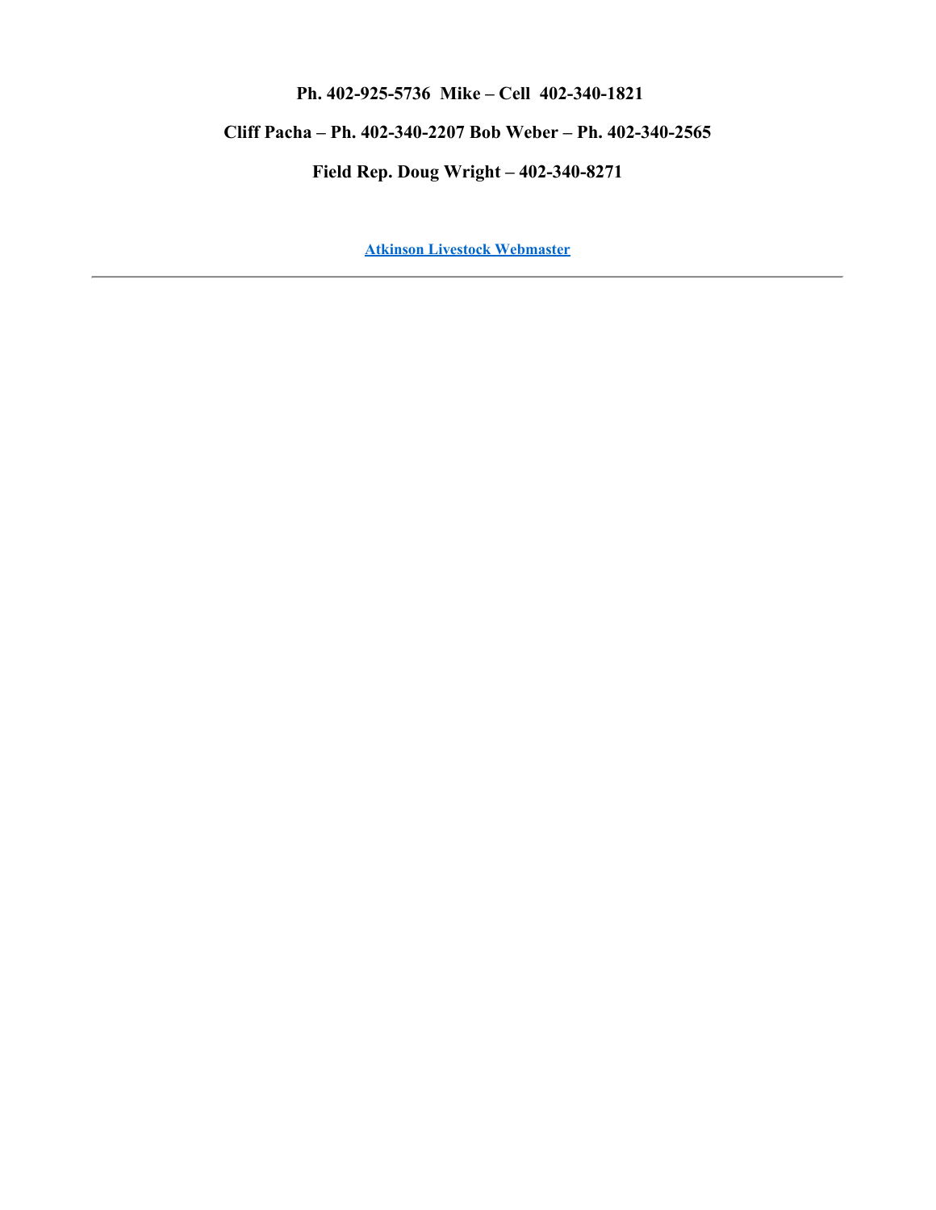**Ph. 402-925-5736  Mike – Cell  402-340-1821**

**Cliff Pacha – Ph. 402-340-2207 Bob Weber – Ph. 402-340-2565**

**Field Rep. Doug Wright – 402-340-8271**

**Atkinson Livestock Webmaster**

---